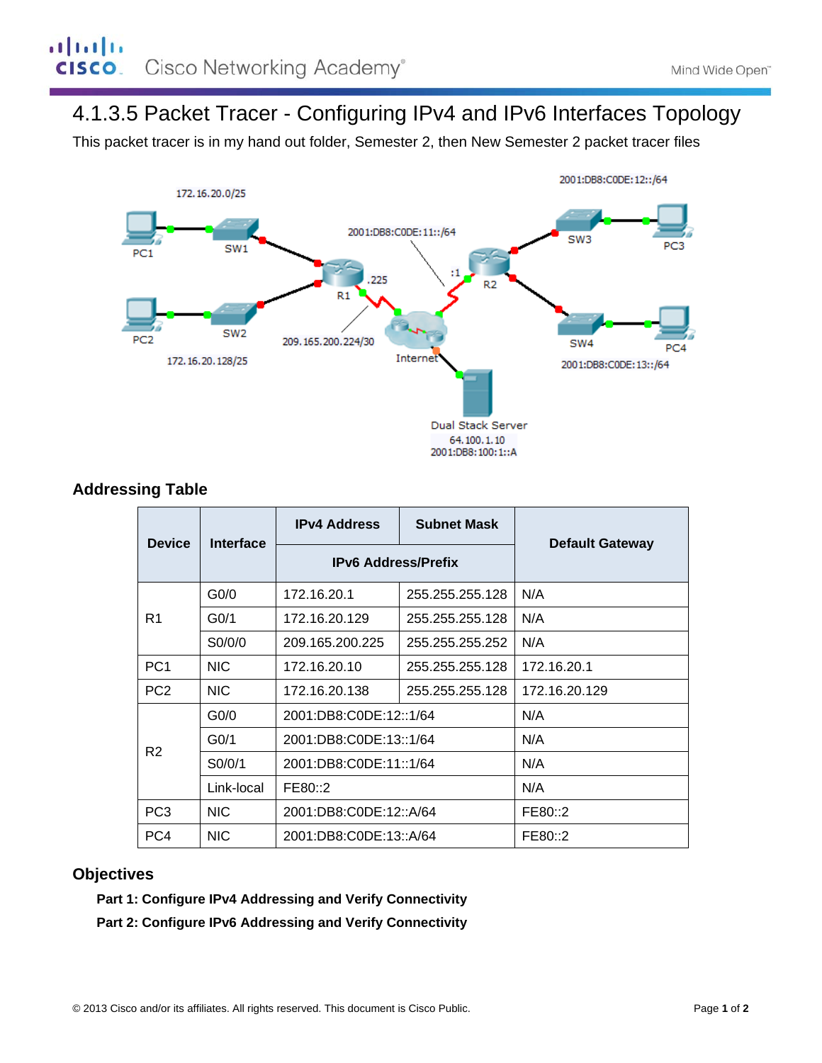# 4.1.3.5 Packet Tracer - Configuring IPv4 and IPv6 Interfaces Topology

This packet tracer is in my hand out folder, Semester 2, then New Semester 2 packet tracer files

## Addressing Table

| Device | Interface | IPv4 Address | Subnet Mask | Default Gateway |
|---|---|---|---|---|
| | | IPv6 Address/Prefix | | |
| R1 | G0/0 | 172.16.20.1 | 255.255.255.128 | N/A |
| | G0/1 | 172.16.20.129 | 255.255.255.128 | N/A |
| | S0/0/0 | 209.165.200.225 | 255.255.255.252 | N/A |
| PC1 | NIC | 172.16.20.10 | 255.255.255.128 | 172.16.20.1 |
| PC2 | NIC | 172.16.20.138 | 255.255.255.128 | 172.16.20.129 |
| R2 | G0/0 | 2001:DB8:C0DE:12::1/64 | | N/A |
| | G0/1 | 2001:DB8:C0DE:13::1/64 | | N/A |
| | S0/0/1 | 2001:DB8:C0DE:11::1/64 | | N/A |
| | Link-local | FE80::2 | | N/A |
| PC3 | NIC | 2001:DB8:C0DE:12::A/64 | | FE80::2 |
| PC4 | NIC | 2001:DB8:C0DE:13::A/64 | | FE80::2 |

## Objectives

**Part 1: Configure IPv4 Addressing and Verify Connectivity**

**Part 2: Configure IPv6 Addressing and Verify Connectivity**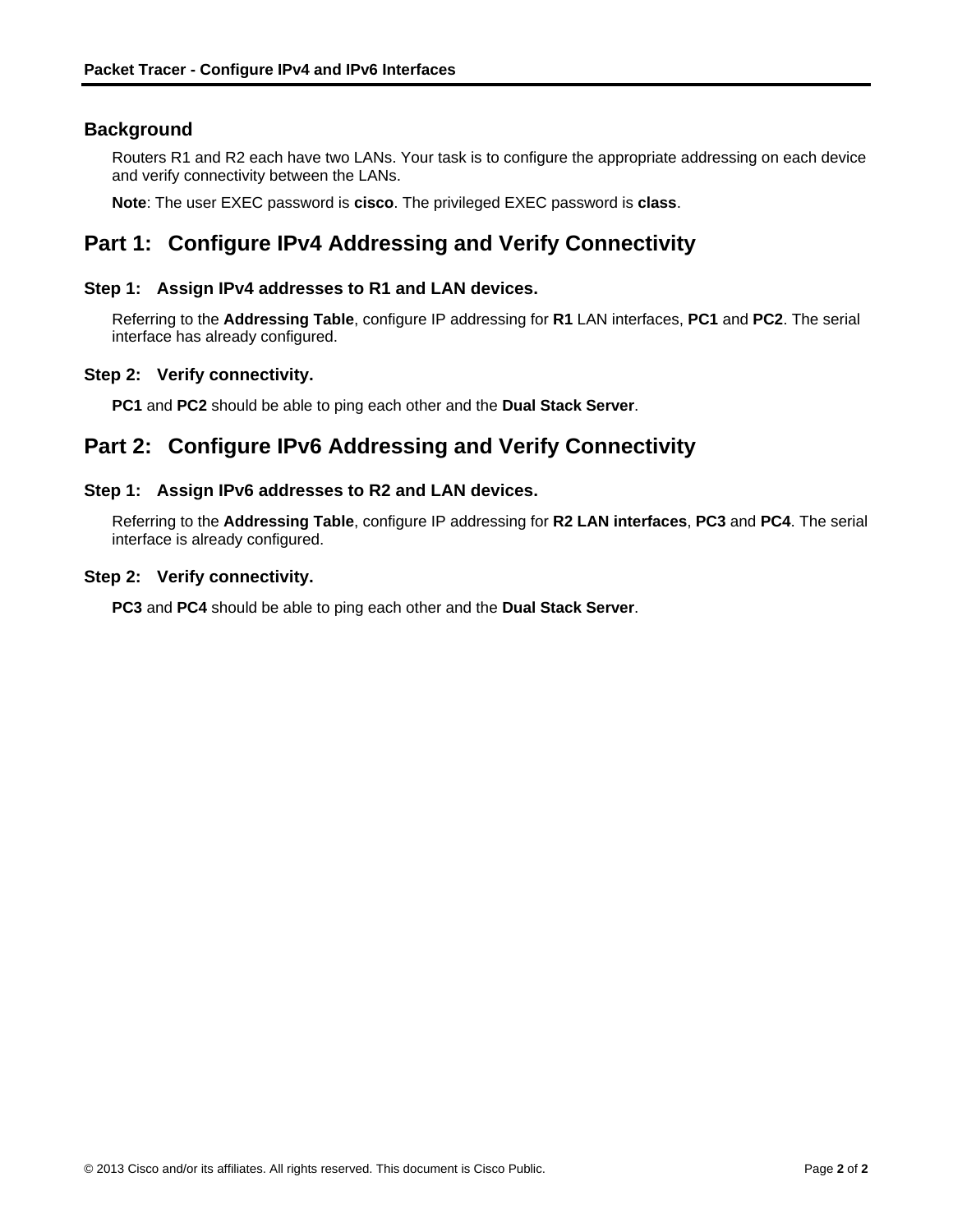## Background

Routers R1 and R2 each have two LANs. Your task is to configure the appropriate addressing on each device and verify connectivity between the LANs.

**Note**: The user EXEC password is **cisco**. The privileged EXEC password is **class**.

# Part 1: Configure IPv4 Addressing and Verify Connectivity

### Step 1: Assign IPv4 addresses to R1 and LAN devices.

Referring to the **Addressing Table**, configure IP addressing for **R1** LAN interfaces, **PC1** and **PC2**. The serial interface has already configured.

### Step 2: Verify connectivity.

**PC1** and **PC2** should be able to ping each other and the **Dual Stack Server**.

# Part 2: Configure IPv6 Addressing and Verify Connectivity

### Step 1: Assign IPv6 addresses to R2 and LAN devices.

Referring to the **Addressing Table**, configure IP addressing for **R2 LAN interfaces**, **PC3** and **PC4**. The serial interface is already configured.

### Step 2: Verify connectivity.

**PC3** and **PC4** should be able to ping each other and the **Dual Stack Server**.